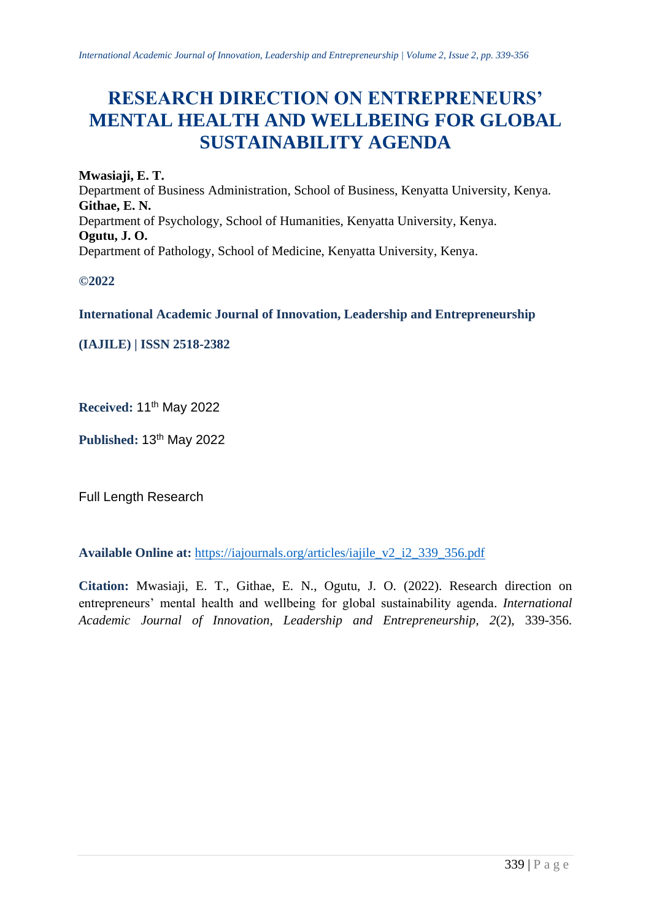# RESEARCH DIRECTION ON ENTREPRENEURS' MENTAL HEALTH AND WELLBEING FOR GLOBAL SUSTAINABILITY AGENDA

**Mwasiaji, E. T.**
Department of Business Administration, School of Business, Kenyatta University, Kenya.
**Githae, E. N.**
Department of Psychology, School of Humanities, Kenyatta University, Kenya.
**Ogutu, J. O.**
Department of Pathology, School of Medicine, Kenyatta University, Kenya.

**©2022**

**International Academic Journal of Innovation, Leadership and Entrepreneurship**

**(IAJILE) | ISSN 2518-2382**

**Received:** 11th May 2022

**Published:** 13th May 2022

Full Length Research

**Available Online at:** https://iajournals.org/articles/iajile_v2_i2_339_356.pdf

**Citation:** Mwasiaji, E. T., Githae, E. N., Ogutu, J. O. (2022). Research direction on entrepreneurs' mental health and wellbeing for global sustainability agenda. *International Academic Journal of Innovation, Leadership and Entrepreneurship, 2*(2), 339-356.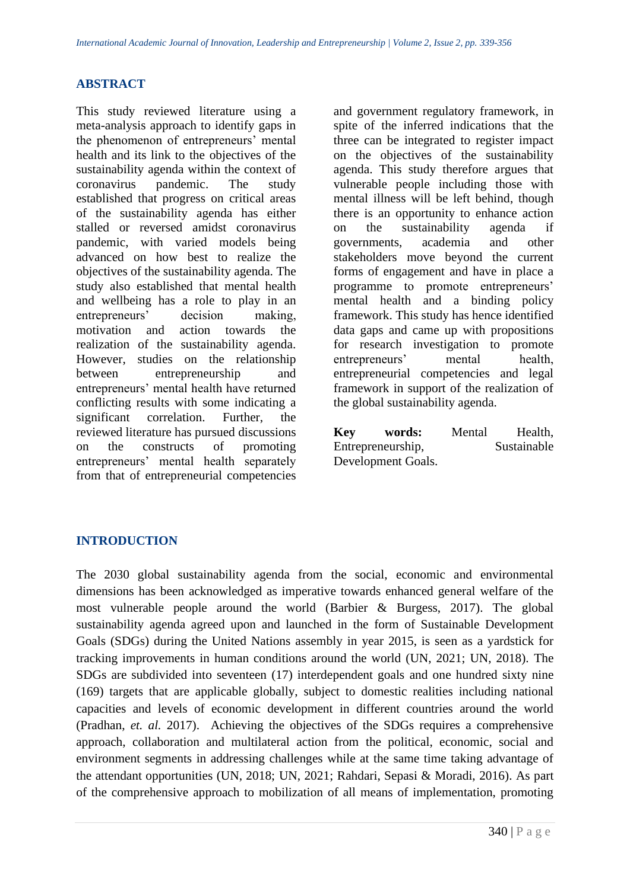## ABSTRACT

This study reviewed literature using a meta-analysis approach to identify gaps in the phenomenon of entrepreneurs' mental health and its link to the objectives of the sustainability agenda within the context of coronavirus pandemic. The study established that progress on critical areas of the sustainability agenda has either stalled or reversed amidst coronavirus pandemic, with varied models being advanced on how best to realize the objectives of the sustainability agenda. The study also established that mental health and wellbeing has a role to play in an entrepreneurs' decision making, motivation and action towards the realization of the sustainability agenda. However, studies on the relationship between entrepreneurship and entrepreneurs' mental health have returned conflicting results with some indicating a significant correlation. Further, the reviewed literature has pursued discussions on the constructs of promoting entrepreneurs' mental health separately from that of entrepreneurial competencies and government regulatory framework, in spite of the inferred indications that the three can be integrated to register impact on the objectives of the sustainability agenda. This study therefore argues that vulnerable people including those with mental illness will be left behind, though there is an opportunity to enhance action on the sustainability agenda if governments, academia and other stakeholders move beyond the current forms of engagement and have in place a programme to promote entrepreneurs' mental health and a binding policy framework. This study has hence identified data gaps and came up with propositions for research investigation to promote entrepreneurs' mental health, entrepreneurial competencies and legal framework in support of the realization of the global sustainability agenda.

**Key words:** Mental Health, Entrepreneurship, Sustainable Development Goals.

## INTRODUCTION

The 2030 global sustainability agenda from the social, economic and environmental dimensions has been acknowledged as imperative towards enhanced general welfare of the most vulnerable people around the world (Barbier & Burgess, 2017). The global sustainability agenda agreed upon and launched in the form of Sustainable Development Goals (SDGs) during the United Nations assembly in year 2015, is seen as a yardstick for tracking improvements in human conditions around the world (UN, 2021; UN, 2018). The SDGs are subdivided into seventeen (17) interdependent goals and one hundred sixty nine (169) targets that are applicable globally, subject to domestic realities including national capacities and levels of economic development in different countries around the world (Pradhan, *et. al.* 2017). Achieving the objectives of the SDGs requires a comprehensive approach, collaboration and multilateral action from the political, economic, social and environment segments in addressing challenges while at the same time taking advantage of the attendant opportunities (UN, 2018; UN, 2021; Rahdari, Sepasi & Moradi, 2016). As part of the comprehensive approach to mobilization of all means of implementation, promoting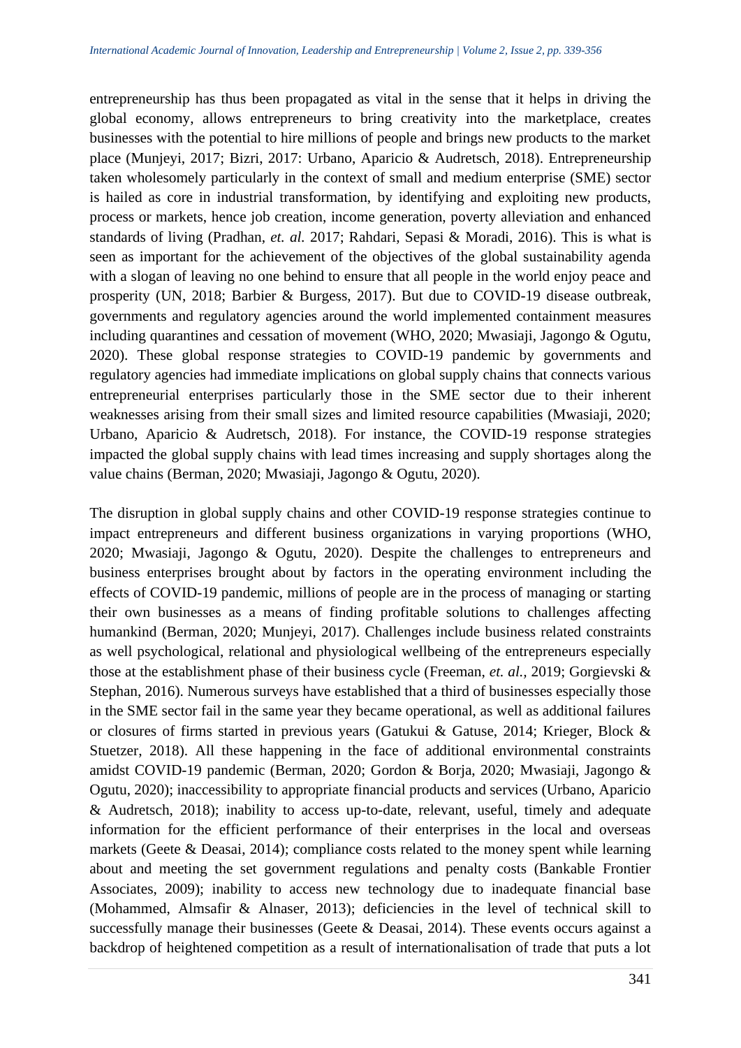entrepreneurship has thus been propagated as vital in the sense that it helps in driving the global economy, allows entrepreneurs to bring creativity into the marketplace, creates businesses with the potential to hire millions of people and brings new products to the market place (Munjeyi, 2017; Bizri, 2017: Urbano, Aparicio & Audretsch, 2018). Entrepreneurship taken wholesomely particularly in the context of small and medium enterprise (SME) sector is hailed as core in industrial transformation, by identifying and exploiting new products, process or markets, hence job creation, income generation, poverty alleviation and enhanced standards of living (Pradhan, *et. al.* 2017; Rahdari, Sepasi & Moradi, 2016). This is what is seen as important for the achievement of the objectives of the global sustainability agenda with a slogan of leaving no one behind to ensure that all people in the world enjoy peace and prosperity (UN, 2018; Barbier & Burgess, 2017). But due to COVID-19 disease outbreak, governments and regulatory agencies around the world implemented containment measures including quarantines and cessation of movement (WHO, 2020; Mwasiaji, Jagongo & Ogutu, 2020). These global response strategies to COVID-19 pandemic by governments and regulatory agencies had immediate implications on global supply chains that connects various entrepreneurial enterprises particularly those in the SME sector due to their inherent weaknesses arising from their small sizes and limited resource capabilities (Mwasiaji, 2020; Urbano, Aparicio & Audretsch, 2018). For instance, the COVID-19 response strategies impacted the global supply chains with lead times increasing and supply shortages along the value chains (Berman, 2020; Mwasiaji, Jagongo & Ogutu, 2020).

The disruption in global supply chains and other COVID-19 response strategies continue to impact entrepreneurs and different business organizations in varying proportions (WHO, 2020; Mwasiaji, Jagongo & Ogutu, 2020). Despite the challenges to entrepreneurs and business enterprises brought about by factors in the operating environment including the effects of COVID-19 pandemic, millions of people are in the process of managing or starting their own businesses as a means of finding profitable solutions to challenges affecting humankind (Berman, 2020; Munjeyi, 2017). Challenges include business related constraints as well psychological, relational and physiological wellbeing of the entrepreneurs especially those at the establishment phase of their business cycle (Freeman, *et. al.*, 2019; Gorgievski & Stephan, 2016). Numerous surveys have established that a third of businesses especially those in the SME sector fail in the same year they became operational, as well as additional failures or closures of firms started in previous years (Gatukui & Gatuse, 2014; Krieger, Block & Stuetzer, 2018). All these happening in the face of additional environmental constraints amidst COVID-19 pandemic (Berman, 2020; Gordon & Borja, 2020; Mwasiaji, Jagongo & Ogutu, 2020); inaccessibility to appropriate financial products and services (Urbano, Aparicio & Audretsch, 2018); inability to access up-to-date, relevant, useful, timely and adequate information for the efficient performance of their enterprises in the local and overseas markets (Geete & Deasai, 2014); compliance costs related to the money spent while learning about and meeting the set government regulations and penalty costs (Bankable Frontier Associates, 2009); inability to access new technology due to inadequate financial base (Mohammed, Almsafir & Alnaser, 2013); deficiencies in the level of technical skill to successfully manage their businesses (Geete & Deasai, 2014). These events occurs against a backdrop of heightened competition as a result of internationalisation of trade that puts a lot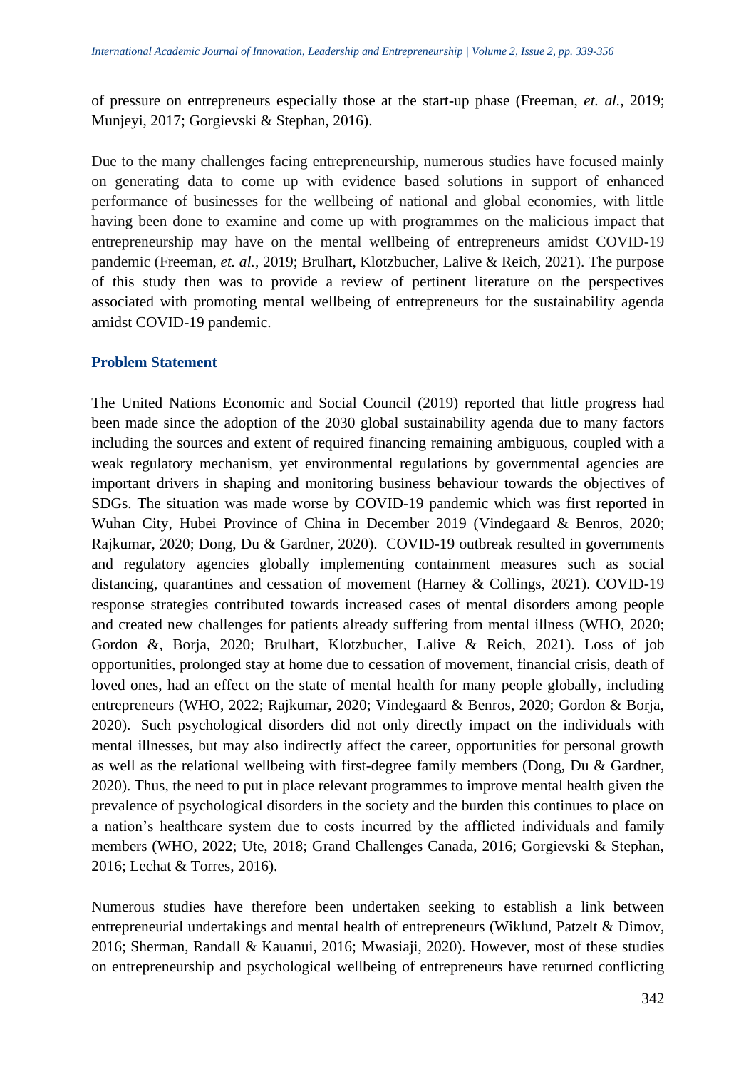of pressure on entrepreneurs especially those at the start-up phase (Freeman, *et. al.*, 2019; Munjeyi, 2017; Gorgievski & Stephan, 2016).

Due to the many challenges facing entrepreneurship, numerous studies have focused mainly on generating data to come up with evidence based solutions in support of enhanced performance of businesses for the wellbeing of national and global economies, with little having been done to examine and come up with programmes on the malicious impact that entrepreneurship may have on the mental wellbeing of entrepreneurs amidst COVID-19 pandemic (Freeman, *et. al.*, 2019; Brulhart, Klotzbucher, Lalive & Reich, 2021). The purpose of this study then was to provide a review of pertinent literature on the perspectives associated with promoting mental wellbeing of entrepreneurs for the sustainability agenda amidst COVID-19 pandemic.

## Problem Statement

The United Nations Economic and Social Council (2019) reported that little progress had been made since the adoption of the 2030 global sustainability agenda due to many factors including the sources and extent of required financing remaining ambiguous, coupled with a weak regulatory mechanism, yet environmental regulations by governmental agencies are important drivers in shaping and monitoring business behaviour towards the objectives of SDGs. The situation was made worse by COVID-19 pandemic which was first reported in Wuhan City, Hubei Province of China in December 2019 (Vindegaard & Benros, 2020; Rajkumar, 2020; Dong, Du & Gardner, 2020). COVID-19 outbreak resulted in governments and regulatory agencies globally implementing containment measures such as social distancing, quarantines and cessation of movement (Harney & Collings, 2021). COVID-19 response strategies contributed towards increased cases of mental disorders among people and created new challenges for patients already suffering from mental illness (WHO, 2020; Gordon &, Borja, 2020; Brulhart, Klotzbucher, Lalive & Reich, 2021). Loss of job opportunities, prolonged stay at home due to cessation of movement, financial crisis, death of loved ones, had an effect on the state of mental health for many people globally, including entrepreneurs (WHO, 2022; Rajkumar, 2020; Vindegaard & Benros, 2020; Gordon & Borja, 2020). Such psychological disorders did not only directly impact on the individuals with mental illnesses, but may also indirectly affect the career, opportunities for personal growth as well as the relational wellbeing with first-degree family members (Dong, Du & Gardner, 2020). Thus, the need to put in place relevant programmes to improve mental health given the prevalence of psychological disorders in the society and the burden this continues to place on a nation's healthcare system due to costs incurred by the afflicted individuals and family members (WHO, 2022; Ute, 2018; Grand Challenges Canada, 2016; Gorgievski & Stephan, 2016; Lechat & Torres, 2016).

Numerous studies have therefore been undertaken seeking to establish a link between entrepreneurial undertakings and mental health of entrepreneurs (Wiklund, Patzelt & Dimov, 2016; Sherman, Randall & Kauanui, 2016; Mwasiaji, 2020). However, most of these studies on entrepreneurship and psychological wellbeing of entrepreneurs have returned conflicting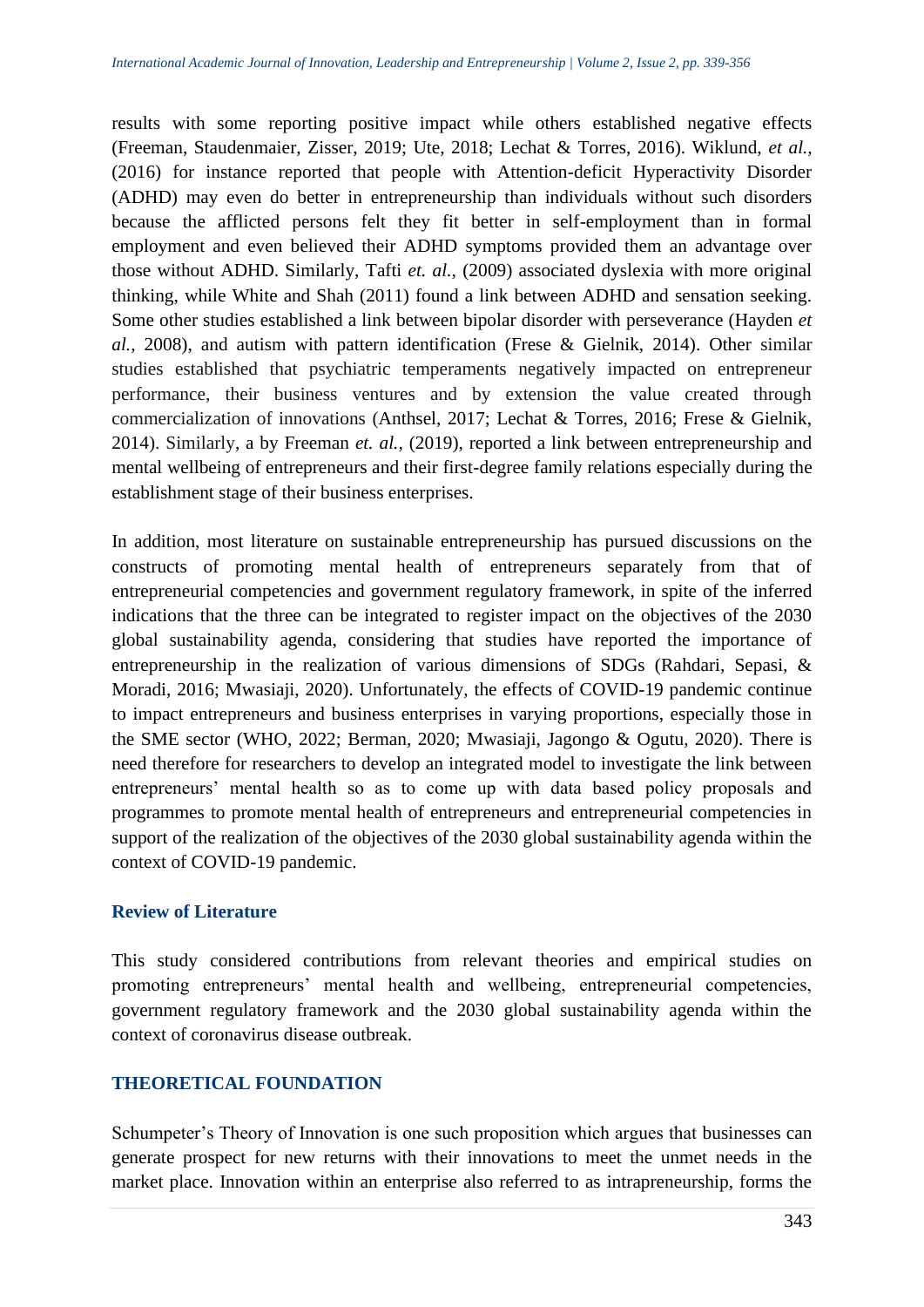results with some reporting positive impact while others established negative effects (Freeman, Staudenmaier, Zisser, 2019; Ute, 2018; Lechat & Torres, 2016). Wiklund, *et al.,* (2016) for instance reported that people with Attention-deficit Hyperactivity Disorder (ADHD) may even do better in entrepreneurship than individuals without such disorders because the afflicted persons felt they fit better in self-employment than in formal employment and even believed their ADHD symptoms provided them an advantage over those without ADHD. Similarly, Tafti *et. al.,* (2009) associated dyslexia with more original thinking, while White and Shah (2011) found a link between ADHD and sensation seeking. Some other studies established a link between bipolar disorder with perseverance (Hayden *et al.,* 2008), and autism with pattern identification (Frese & Gielnik, 2014). Other similar studies established that psychiatric temperaments negatively impacted on entrepreneur performance, their business ventures and by extension the value created through commercialization of innovations (Anthsel, 2017; Lechat & Torres, 2016; Frese & Gielnik, 2014). Similarly, a by Freeman *et. al.,* (2019), reported a link between entrepreneurship and mental wellbeing of entrepreneurs and their first-degree family relations especially during the establishment stage of their business enterprises.

In addition, most literature on sustainable entrepreneurship has pursued discussions on the constructs of promoting mental health of entrepreneurs separately from that of entrepreneurial competencies and government regulatory framework, in spite of the inferred indications that the three can be integrated to register impact on the objectives of the 2030 global sustainability agenda, considering that studies have reported the importance of entrepreneurship in the realization of various dimensions of SDGs (Rahdari, Sepasi, & Moradi, 2016; Mwasiaji, 2020). Unfortunately, the effects of COVID-19 pandemic continue to impact entrepreneurs and business enterprises in varying proportions, especially those in the SME sector (WHO, 2022; Berman, 2020; Mwasiaji, Jagongo & Ogutu, 2020). There is need therefore for researchers to develop an integrated model to investigate the link between entrepreneurs' mental health so as to come up with data based policy proposals and programmes to promote mental health of entrepreneurs and entrepreneurial competencies in support of the realization of the objectives of the 2030 global sustainability agenda within the context of COVID-19 pandemic.

## Review of Literature

This study considered contributions from relevant theories and empirical studies on promoting entrepreneurs' mental health and wellbeing, entrepreneurial competencies, government regulatory framework and the 2030 global sustainability agenda within the context of coronavirus disease outbreak.

## THEORETICAL FOUNDATION

Schumpeter's Theory of Innovation is one such proposition which argues that businesses can generate prospect for new returns with their innovations to meet the unmet needs in the market place. Innovation within an enterprise also referred to as intrapreneurship, forms the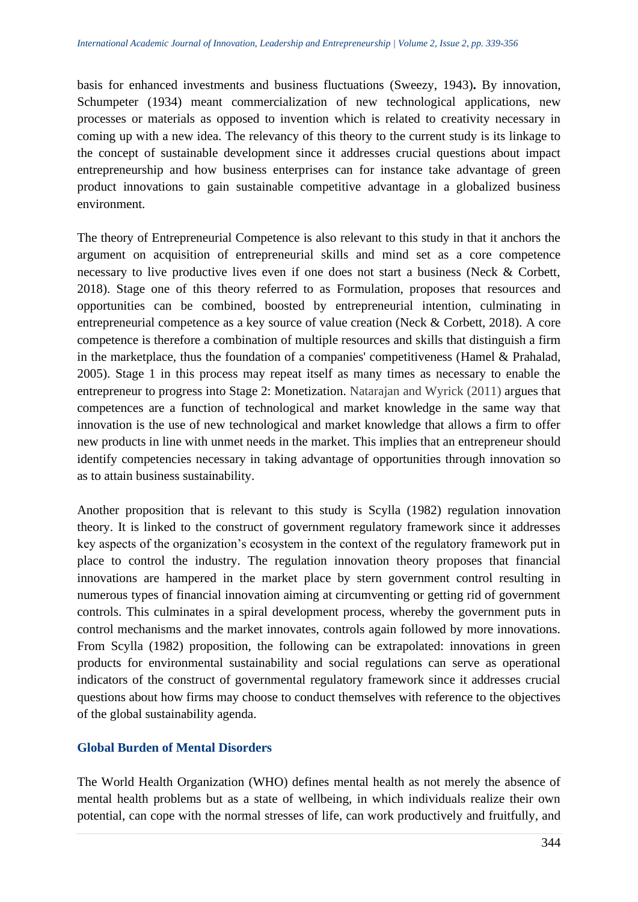basis for enhanced investments and business fluctuations (Sweezy, 1943). By innovation, Schumpeter (1934) meant commercialization of new technological applications, new processes or materials as opposed to invention which is related to creativity necessary in coming up with a new idea. The relevancy of this theory to the current study is its linkage to the concept of sustainable development since it addresses crucial questions about impact entrepreneurship and how business enterprises can for instance take advantage of green product innovations to gain sustainable competitive advantage in a globalized business environment.

The theory of Entrepreneurial Competence is also relevant to this study in that it anchors the argument on acquisition of entrepreneurial skills and mind set as a core competence necessary to live productive lives even if one does not start a business (Neck & Corbett, 2018). Stage one of this theory referred to as Formulation, proposes that resources and opportunities can be combined, boosted by entrepreneurial intention, culminating in entrepreneurial competence as a key source of value creation (Neck & Corbett, 2018). A core competence is therefore a combination of multiple resources and skills that distinguish a firm in the marketplace, thus the foundation of a companies' competitiveness (Hamel & Prahalad, 2005). Stage 1 in this process may repeat itself as many times as necessary to enable the entrepreneur to progress into Stage 2: Monetization. Natarajan and Wyrick (2011) argues that competences are a function of technological and market knowledge in the same way that innovation is the use of new technological and market knowledge that allows a firm to offer new products in line with unmet needs in the market. This implies that an entrepreneur should identify competencies necessary in taking advantage of opportunities through innovation so as to attain business sustainability.

Another proposition that is relevant to this study is Scylla (1982) regulation innovation theory. It is linked to the construct of government regulatory framework since it addresses key aspects of the organization's ecosystem in the context of the regulatory framework put in place to control the industry. The regulation innovation theory proposes that financial innovations are hampered in the market place by stern government control resulting in numerous types of financial innovation aiming at circumventing or getting rid of government controls. This culminates in a spiral development process, whereby the government puts in control mechanisms and the market innovates, controls again followed by more innovations. From Scylla (1982) proposition, the following can be extrapolated: innovations in green products for environmental sustainability and social regulations can serve as operational indicators of the construct of governmental regulatory framework since it addresses crucial questions about how firms may choose to conduct themselves with reference to the objectives of the global sustainability agenda.

### Global Burden of Mental Disorders

The World Health Organization (WHO) defines mental health as not merely the absence of mental health problems but as a state of wellbeing, in which individuals realize their own potential, can cope with the normal stresses of life, can work productively and fruitfully, and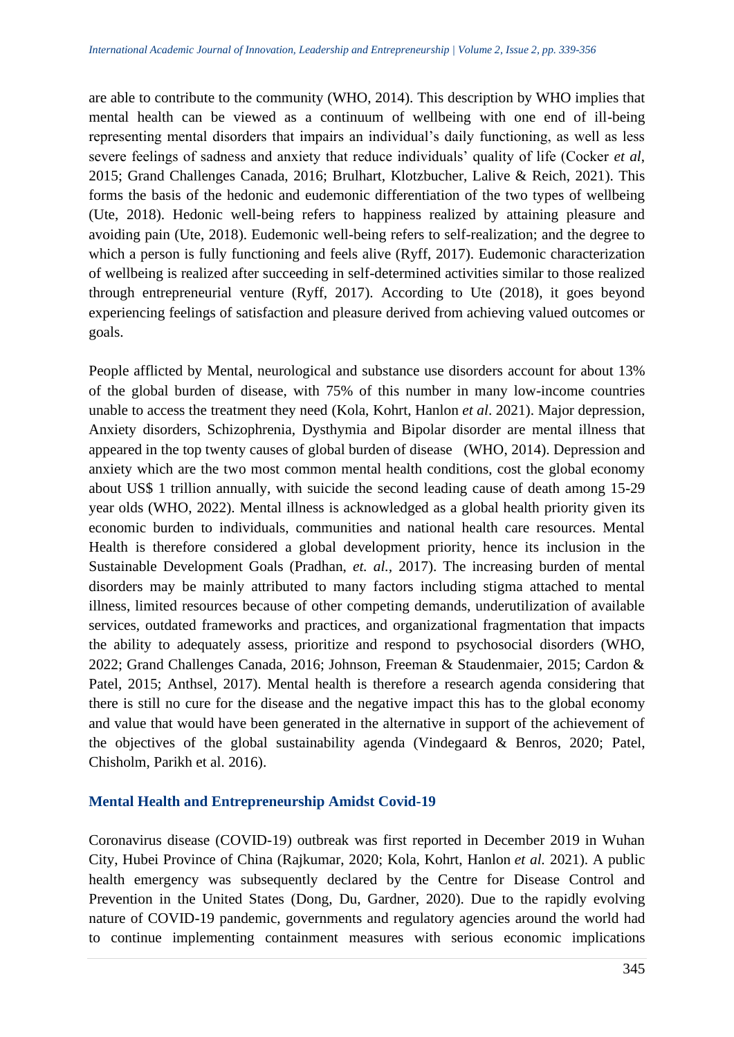are able to contribute to the community (WHO, 2014). This description by WHO implies that mental health can be viewed as a continuum of wellbeing with one end of ill-being representing mental disorders that impairs an individual's daily functioning, as well as less severe feelings of sadness and anxiety that reduce individuals' quality of life (Cocker *et al*, 2015; Grand Challenges Canada, 2016; Brulhart, Klotzbucher, Lalive & Reich, 2021). This forms the basis of the hedonic and eudemonic differentiation of the two types of wellbeing (Ute, 2018). Hedonic well-being refers to happiness realized by attaining pleasure and avoiding pain (Ute, 2018). Eudemonic well-being refers to self-realization; and the degree to which a person is fully functioning and feels alive (Ryff, 2017). Eudemonic characterization of wellbeing is realized after succeeding in self-determined activities similar to those realized through entrepreneurial venture (Ryff, 2017). According to Ute (2018), it goes beyond experiencing feelings of satisfaction and pleasure derived from achieving valued outcomes or goals.

People afflicted by Mental, neurological and substance use disorders account for about 13% of the global burden of disease, with 75% of this number in many low-income countries unable to access the treatment they need (Kola, Kohrt, Hanlon *et al*. 2021). Major depression, Anxiety disorders, Schizophrenia, Dysthymia and Bipolar disorder are mental illness that appeared in the top twenty causes of global burden of disease (WHO, 2014). Depression and anxiety which are the two most common mental health conditions, cost the global economy about US$ 1 trillion annually, with suicide the second leading cause of death among 15-29 year olds (WHO, 2022). Mental illness is acknowledged as a global health priority given its economic burden to individuals, communities and national health care resources. Mental Health is therefore considered a global development priority, hence its inclusion in the Sustainable Development Goals (Pradhan, *et. al.*, 2017). The increasing burden of mental disorders may be mainly attributed to many factors including stigma attached to mental illness, limited resources because of other competing demands, underutilization of available services, outdated frameworks and practices, and organizational fragmentation that impacts the ability to adequately assess, prioritize and respond to psychosocial disorders (WHO, 2022; Grand Challenges Canada, 2016; Johnson, Freeman & Staudenmaier, 2015; Cardon & Patel, 2015; Anthsel, 2017). Mental health is therefore a research agenda considering that there is still no cure for the disease and the negative impact this has to the global economy and value that would have been generated in the alternative in support of the achievement of the objectives of the global sustainability agenda (Vindegaard & Benros, 2020; Patel, Chisholm, Parikh et al. 2016).

### Mental Health and Entrepreneurship Amidst Covid-19

Coronavirus disease (COVID-19) outbreak was first reported in December 2019 in Wuhan City, Hubei Province of China (Rajkumar, 2020; Kola, Kohrt, Hanlon *et al.* 2021). A public health emergency was subsequently declared by the Centre for Disease Control and Prevention in the United States (Dong, Du, Gardner, 2020). Due to the rapidly evolving nature of COVID-19 pandemic, governments and regulatory agencies around the world had to continue implementing containment measures with serious economic implications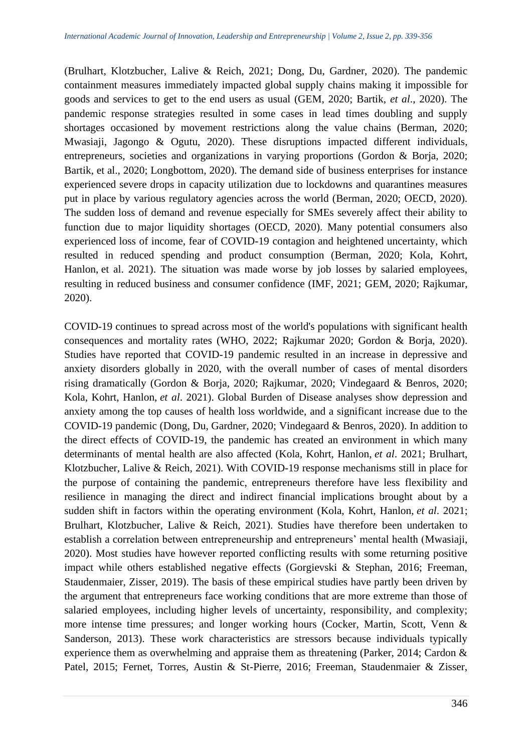(Brulhart, Klotzbucher, Lalive & Reich, 2021; Dong, Du, Gardner, 2020). The pandemic containment measures immediately impacted global supply chains making it impossible for goods and services to get to the end users as usual (GEM, 2020; Bartik, *et al*., 2020). The pandemic response strategies resulted in some cases in lead times doubling and supply shortages occasioned by movement restrictions along the value chains (Berman, 2020; Mwasiaji, Jagongo & Ogutu, 2020). These disruptions impacted different individuals, entrepreneurs, societies and organizations in varying proportions (Gordon & Borja, 2020; Bartik, et al., 2020; Longbottom, 2020). The demand side of business enterprises for instance experienced severe drops in capacity utilization due to lockdowns and quarantines measures put in place by various regulatory agencies across the world (Berman, 2020; OECD, 2020). The sudden loss of demand and revenue especially for SMEs severely affect their ability to function due to major liquidity shortages (OECD, 2020). Many potential consumers also experienced loss of income, fear of COVID-19 contagion and heightened uncertainty, which resulted in reduced spending and product consumption (Berman, 2020; Kola, Kohrt, Hanlon, et al. 2021). The situation was made worse by job losses by salaried employees, resulting in reduced business and consumer confidence (IMF, 2021; GEM, 2020; Rajkumar, 2020).

COVID-19 continues to spread across most of the world's populations with significant health consequences and mortality rates (WHO, 2022; Rajkumar 2020; Gordon & Borja, 2020). Studies have reported that COVID-19 pandemic resulted in an increase in depressive and anxiety disorders globally in 2020, with the overall number of cases of mental disorders rising dramatically (Gordon & Borja, 2020; Rajkumar, 2020; Vindegaard & Benros, 2020; Kola, Kohrt, Hanlon, *et al*. 2021). Global Burden of Disease analyses show depression and anxiety among the top causes of health loss worldwide, and a significant increase due to the COVID-19 pandemic (Dong, Du, Gardner, 2020; Vindegaard & Benros, 2020). In addition to the direct effects of COVID-19, the pandemic has created an environment in which many determinants of mental health are also affected (Kola, Kohrt, Hanlon, *et al*. 2021; Brulhart, Klotzbucher, Lalive & Reich, 2021). With COVID-19 response mechanisms still in place for the purpose of containing the pandemic, entrepreneurs therefore have less flexibility and resilience in managing the direct and indirect financial implications brought about by a sudden shift in factors within the operating environment (Kola, Kohrt, Hanlon, *et al*. 2021; Brulhart, Klotzbucher, Lalive & Reich, 2021). Studies have therefore been undertaken to establish a correlation between entrepreneurship and entrepreneurs' mental health (Mwasiaji, 2020). Most studies have however reported conflicting results with some returning positive impact while others established negative effects (Gorgievski & Stephan, 2016; Freeman, Staudenmaier, Zisser, 2019). The basis of these empirical studies have partly been driven by the argument that entrepreneurs face working conditions that are more extreme than those of salaried employees, including higher levels of uncertainty, responsibility, and complexity; more intense time pressures; and longer working hours (Cocker, Martin, Scott, Venn & Sanderson, 2013). These work characteristics are stressors because individuals typically experience them as overwhelming and appraise them as threatening (Parker, 2014; Cardon & Patel, 2015; Fernet, Torres, Austin & St-Pierre, 2016; Freeman, Staudenmaier & Zisser,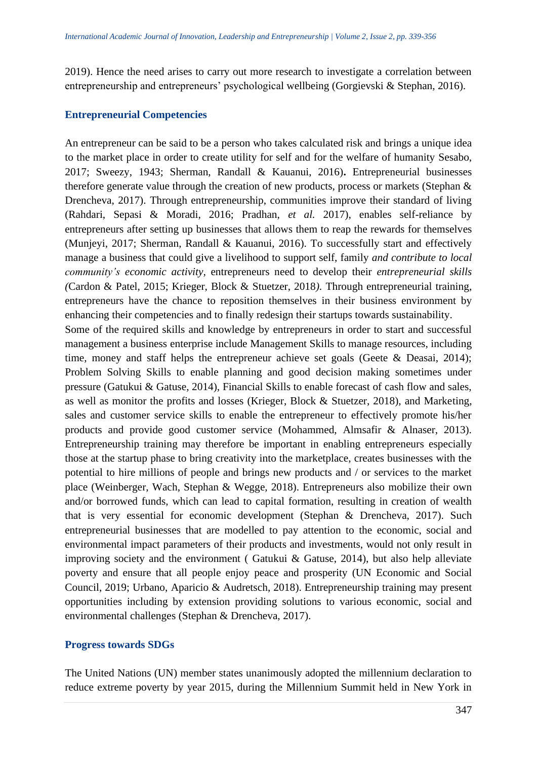2019). Hence the need arises to carry out more research to investigate a correlation between entrepreneurship and entrepreneurs' psychological wellbeing (Gorgievski & Stephan, 2016).

## Entrepreneurial Competencies

An entrepreneur can be said to be a person who takes calculated risk and brings a unique idea to the market place in order to create utility for self and for the welfare of humanity Sesabo, 2017; Sweezy, 1943; Sherman, Randall & Kauanui, 2016)**.** Entrepreneurial businesses therefore generate value through the creation of new products, process or markets (Stephan & Drencheva, 2017). Through entrepreneurship, communities improve their standard of living (Rahdari, Sepasi & Moradi, 2016; Pradhan, *et al.* 2017), enables self-reliance by entrepreneurs after setting up businesses that allows them to reap the rewards for themselves (Munjeyi, 2017; Sherman, Randall & Kauanui, 2016). To successfully start and effectively manage a business that could give a livelihood to support self, family *and contribute to local community's economic activity,* entrepreneurs need to develop their *entrepreneurial skills (*Cardon & Patel, 2015; Krieger, Block & Stuetzer, 2018*).* Through entrepreneurial training, entrepreneurs have the chance to reposition themselves in their business environment by enhancing their competencies and to finally redesign their startups towards sustainability.

Some of the required skills and knowledge by entrepreneurs in order to start and successful management a business enterprise include Management Skills to manage resources, including time, money and staff helps the entrepreneur achieve set goals (Geete & Deasai, 2014); Problem Solving Skills to enable planning and good decision making sometimes under pressure (Gatukui & Gatuse, 2014), Financial Skills to enable forecast of cash flow and sales, as well as monitor the profits and losses (Krieger, Block & Stuetzer, 2018), and Marketing, sales and customer service skills to enable the entrepreneur to effectively promote his/her products and provide good customer service (Mohammed, Almsafir & Alnaser, 2013). Entrepreneurship training may therefore be important in enabling entrepreneurs especially those at the startup phase to bring creativity into the marketplace, creates businesses with the potential to hire millions of people and brings new products and / or services to the market place (Weinberger, Wach, Stephan & Wegge, 2018). Entrepreneurs also mobilize their own and/or borrowed funds, which can lead to capital formation, resulting in creation of wealth that is very essential for economic development (Stephan & Drencheva, 2017). Such entrepreneurial businesses that are modelled to pay attention to the economic, social and environmental impact parameters of their products and investments, would not only result in improving society and the environment ( Gatukui & Gatuse, 2014), but also help alleviate poverty and ensure that all people enjoy peace and prosperity (UN Economic and Social Council, 2019; Urbano, Aparicio & Audretsch, 2018). Entrepreneurship training may present opportunities including by extension providing solutions to various economic, social and environmental challenges (Stephan & Drencheva, 2017).

## Progress towards SDGs

The United Nations (UN) member states unanimously adopted the millennium declaration to reduce extreme poverty by year 2015, during the Millennium Summit held in New York in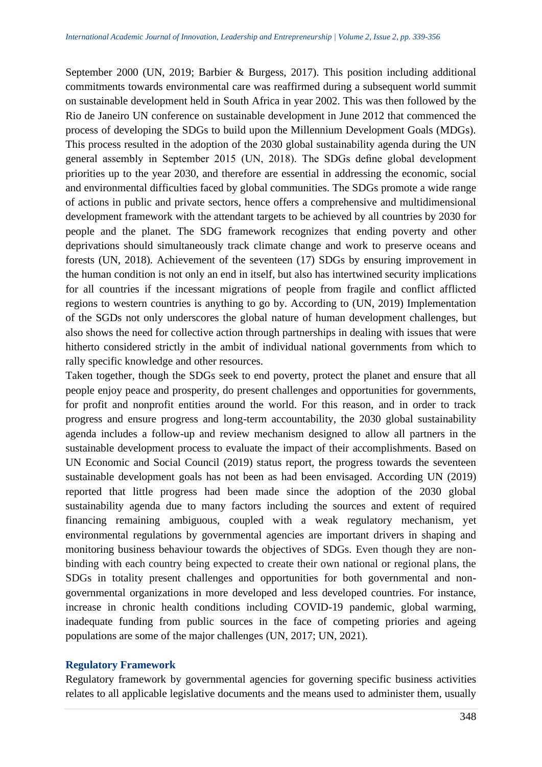September 2000 (UN, 2019; Barbier & Burgess, 2017). This position including additional commitments towards environmental care was reaffirmed during a subsequent world summit on sustainable development held in South Africa in year 2002. This was then followed by the Rio de Janeiro UN conference on sustainable development in June 2012 that commenced the process of developing the SDGs to build upon the Millennium Development Goals (MDGs). This process resulted in the adoption of the 2030 global sustainability agenda during the UN general assembly in September 2015 (UN, 2018). The SDGs define global development priorities up to the year 2030, and therefore are essential in addressing the economic, social and environmental difficulties faced by global communities. The SDGs promote a wide range of actions in public and private sectors, hence offers a comprehensive and multidimensional development framework with the attendant targets to be achieved by all countries by 2030 for people and the planet. The SDG framework recognizes that ending poverty and other deprivations should simultaneously track climate change and work to preserve oceans and forests (UN, 2018). Achievement of the seventeen (17) SDGs by ensuring improvement in the human condition is not only an end in itself, but also has intertwined security implications for all countries if the incessant migrations of people from fragile and conflict afflicted regions to western countries is anything to go by. According to (UN, 2019) Implementation of the SGDs not only underscores the global nature of human development challenges, but also shows the need for collective action through partnerships in dealing with issues that were hitherto considered strictly in the ambit of individual national governments from which to rally specific knowledge and other resources.

Taken together, though the SDGs seek to end poverty, protect the planet and ensure that all people enjoy peace and prosperity, do present challenges and opportunities for governments, for profit and nonprofit entities around the world. For this reason, and in order to track progress and ensure progress and long-term accountability, the 2030 global sustainability agenda includes a follow-up and review mechanism designed to allow all partners in the sustainable development process to evaluate the impact of their accomplishments. Based on UN Economic and Social Council (2019) status report, the progress towards the seventeen sustainable development goals has not been as had been envisaged. According UN (2019) reported that little progress had been made since the adoption of the 2030 global sustainability agenda due to many factors including the sources and extent of required financing remaining ambiguous, coupled with a weak regulatory mechanism, yet environmental regulations by governmental agencies are important drivers in shaping and monitoring business behaviour towards the objectives of SDGs. Even though they are non-binding with each country being expected to create their own national or regional plans, the SDGs in totality present challenges and opportunities for both governmental and non-governmental organizations in more developed and less developed countries. For instance, increase in chronic health conditions including COVID-19 pandemic, global warming, inadequate funding from public sources in the face of competing priories and ageing populations are some of the major challenges (UN, 2017; UN, 2021).

## Regulatory Framework

Regulatory framework by governmental agencies for governing specific business activities relates to all applicable legislative documents and the means used to administer them, usually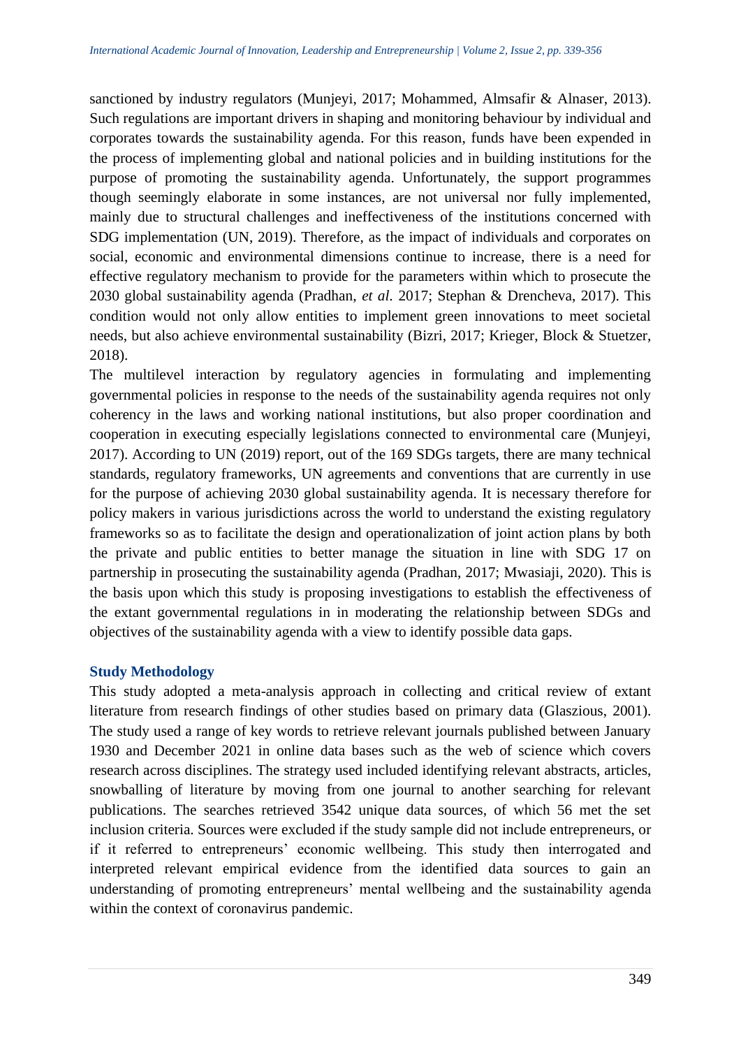sanctioned by industry regulators (Munjeyi, 2017; Mohammed, Almsafir & Alnaser, 2013). Such regulations are important drivers in shaping and monitoring behaviour by individual and corporates towards the sustainability agenda. For this reason, funds have been expended in the process of implementing global and national policies and in building institutions for the purpose of promoting the sustainability agenda. Unfortunately, the support programmes though seemingly elaborate in some instances, are not universal nor fully implemented, mainly due to structural challenges and ineffectiveness of the institutions concerned with SDG implementation (UN, 2019). Therefore, as the impact of individuals and corporates on social, economic and environmental dimensions continue to increase, there is a need for effective regulatory mechanism to provide for the parameters within which to prosecute the 2030 global sustainability agenda (Pradhan, *et al*. 2017; Stephan & Drencheva, 2017). This condition would not only allow entities to implement green innovations to meet societal needs, but also achieve environmental sustainability (Bizri, 2017; Krieger, Block & Stuetzer, 2018).

The multilevel interaction by regulatory agencies in formulating and implementing governmental policies in response to the needs of the sustainability agenda requires not only coherency in the laws and working national institutions, but also proper coordination and cooperation in executing especially legislations connected to environmental care (Munjeyi, 2017). According to UN (2019) report, out of the 169 SDGs targets, there are many technical standards, regulatory frameworks, UN agreements and conventions that are currently in use for the purpose of achieving 2030 global sustainability agenda. It is necessary therefore for policy makers in various jurisdictions across the world to understand the existing regulatory frameworks so as to facilitate the design and operationalization of joint action plans by both the private and public entities to better manage the situation in line with SDG 17 on partnership in prosecuting the sustainability agenda (Pradhan, 2017; Mwasiaji, 2020). This is the basis upon which this study is proposing investigations to establish the effectiveness of the extant governmental regulations in in moderating the relationship between SDGs and objectives of the sustainability agenda with a view to identify possible data gaps.

## Study Methodology

This study adopted a meta-analysis approach in collecting and critical review of extant literature from research findings of other studies based on primary data (Glasziou, 2001). The study used a range of key words to retrieve relevant journals published between January 1930 and December 2021 in online data bases such as the web of science which covers research across disciplines. The strategy used included identifying relevant abstracts, articles, snowballing of literature by moving from one journal to another searching for relevant publications. The searches retrieved 3542 unique data sources, of which 56 met the set inclusion criteria. Sources were excluded if the study sample did not include entrepreneurs, or if it referred to entrepreneurs' economic wellbeing. This study then interrogated and interpreted relevant empirical evidence from the identified data sources to gain an understanding of promoting entrepreneurs' mental wellbeing and the sustainability agenda within the context of coronavirus pandemic.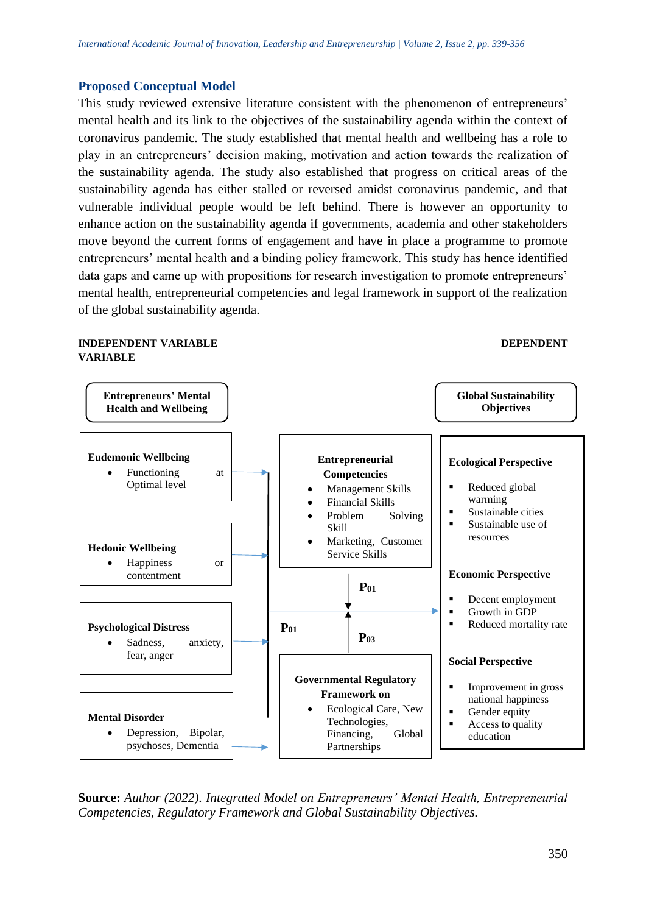## Proposed Conceptual Model

This study reviewed extensive literature consistent with the phenomenon of entrepreneurs' mental health and its link to the objectives of the sustainability agenda within the context of coronavirus pandemic. The study established that mental health and wellbeing has a role to play in an entrepreneurs' decision making, motivation and action towards the realization of the sustainability agenda. The study also established that progress on critical areas of the sustainability agenda has either stalled or reversed amidst coronavirus pandemic, and that vulnerable individual people would be left behind. There is however an opportunity to enhance action on the sustainability agenda if governments, academia and other stakeholders move beyond the current forms of engagement and have in place a programme to promote entrepreneurs' mental health and a binding policy framework. This study has hence identified data gaps and came up with propositions for research investigation to promote entrepreneurs' mental health, entrepreneurial competencies and legal framework in support of the realization of the global sustainability agenda.

**INDEPENDENT VARIABLE** **DEPENDENT VARIABLE**

**Entrepreneurs' Mental Health and Wellbeing**

**Eudemonic Wellbeing**
- Functioning at Optimal level

**Hedonic Wellbeing**
- Happiness or contentment

**Psychological Distress**
- Sadness, anxiety, fear, anger

**Mental Disorder**
- Depression, Bipolar, psychoses, Dementia

**Entrepreneurial Competencies**
- Management Skills
- Financial Skills
- Problem Solving Skill
- Marketing, Customer Service Skills

**$P_{01}$**

**$P_{01}$**

**$P_{03}$**

**Governmental Regulatory Framework on**
- Ecological Care, New Technologies, Financing, Global Partnerships

**Global Sustainability Objectives**

**Ecological Perspective**
- Reduced global warming
- Sustainable cities
- Sustainable use of resources

**Economic Perspective**
- Decent employment
- Growth in GDP
- Reduced mortality rate

**Social Perspective**
- Improvement in gross national happiness
- Gender equity
- Access to quality education

**Source:** *Author (2022). Integrated Model on Entrepreneurs' Mental Health, Entrepreneurial Competencies, Regulatory Framework and Global Sustainability Objectives.*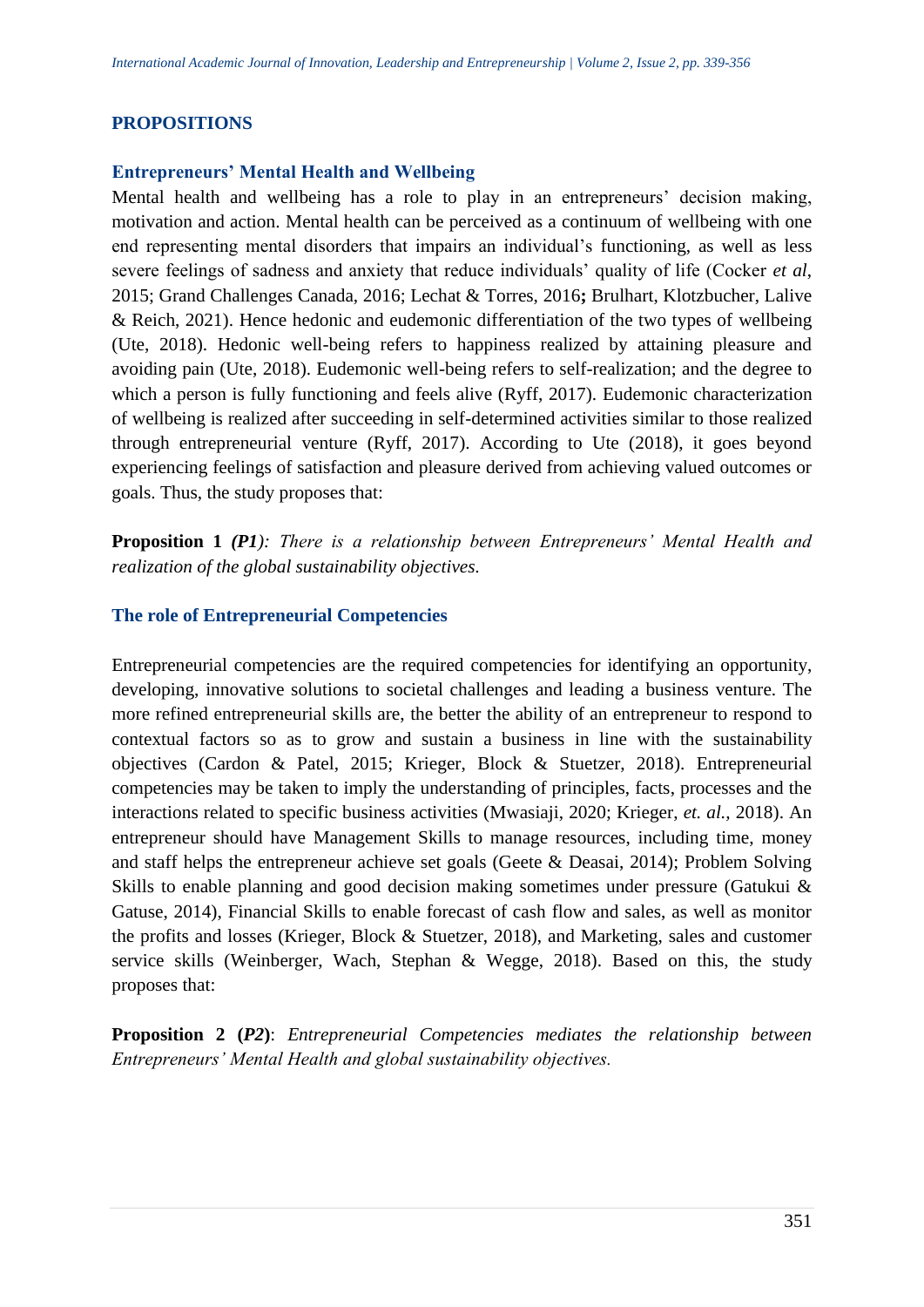## PROPOSITIONS

### Entrepreneurs' Mental Health and Wellbeing

Mental health and wellbeing has a role to play in an entrepreneurs' decision making, motivation and action. Mental health can be perceived as a continuum of wellbeing with one end representing mental disorders that impairs an individual's functioning, as well as less severe feelings of sadness and anxiety that reduce individuals' quality of life (Cocker *et al*, 2015; Grand Challenges Canada, 2016; Lechat & Torres, 2016**;** Brulhart, Klotzbucher, Lalive & Reich, 2021). Hence hedonic and eudemonic differentiation of the two types of wellbeing (Ute, 2018). Hedonic well-being refers to happiness realized by attaining pleasure and avoiding pain (Ute, 2018). Eudemonic well-being refers to self-realization; and the degree to which a person is fully functioning and feels alive (Ryff, 2017). Eudemonic characterization of wellbeing is realized after succeeding in self-determined activities similar to those realized through entrepreneurial venture (Ryff, 2017). According to Ute (2018), it goes beyond experiencing feelings of satisfaction and pleasure derived from achieving valued outcomes or goals. Thus, the study proposes that:

**Proposition 1** ***(P1****): There is a relationship between Entrepreneurs' Mental Health and realization of the global sustainability objectives.*

### The role of Entrepreneurial Competencies

Entrepreneurial competencies are the required competencies for identifying an opportunity, developing, innovative solutions to societal challenges and leading a business venture. The more refined entrepreneurial skills are, the better the ability of an entrepreneur to respond to contextual factors so as to grow and sustain a business in line with the sustainability objectives (Cardon & Patel, 2015; Krieger, Block & Stuetzer, 2018). Entrepreneurial competencies may be taken to imply the understanding of principles, facts, processes and the interactions related to specific business activities (Mwasiaji, 2020; Krieger, *et. al.,* 2018). An entrepreneur should have Management Skills to manage resources, including time, money and staff helps the entrepreneur achieve set goals (Geete & Deasai, 2014); Problem Solving Skills to enable planning and good decision making sometimes under pressure (Gatukui & Gatuse, 2014), Financial Skills to enable forecast of cash flow and sales, as well as monitor the profits and losses (Krieger, Block & Stuetzer, 2018), and Marketing, sales and customer service skills (Weinberger, Wach, Stephan & Wegge, 2018). Based on this, the study proposes that:

**Proposition 2 (*P2*)**: *Entrepreneurial Competencies mediates the relationship between Entrepreneurs' Mental Health and global sustainability objectives.*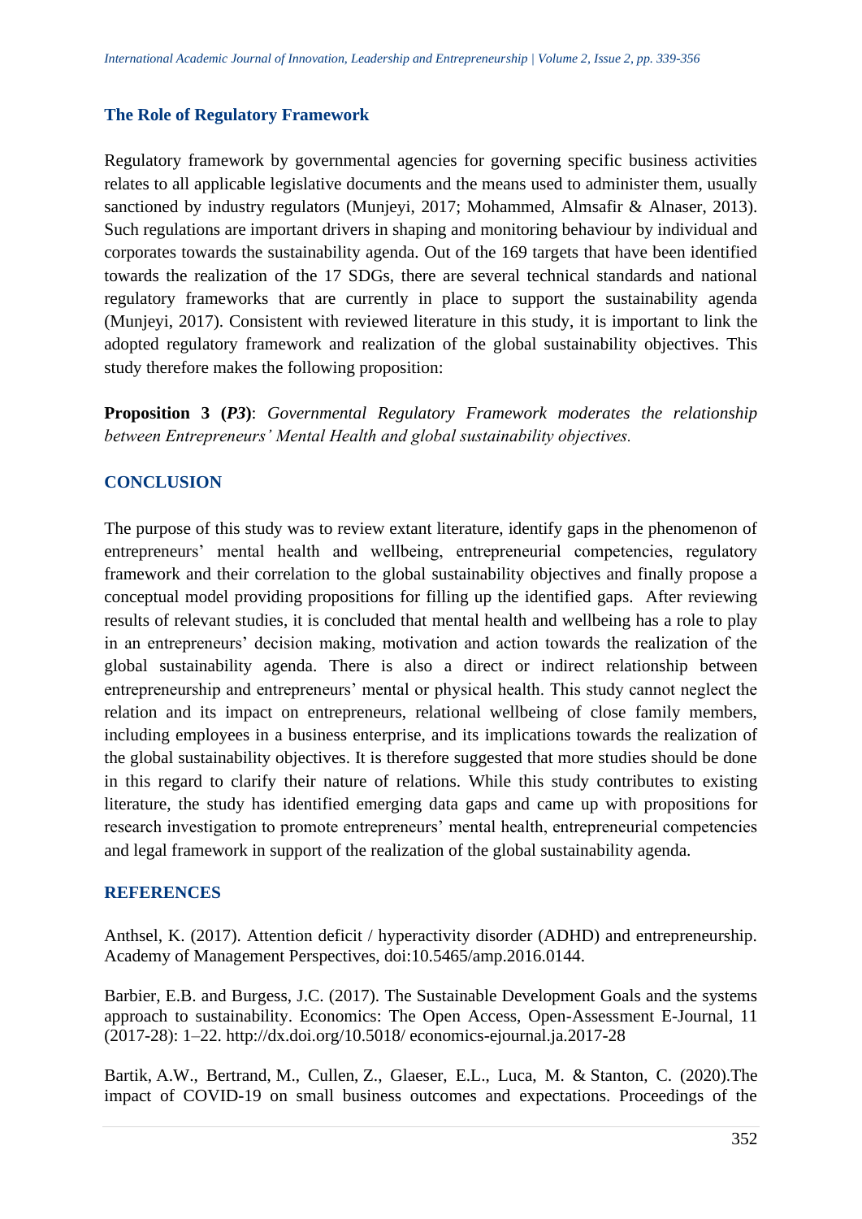### The Role of Regulatory Framework

Regulatory framework by governmental agencies for governing specific business activities relates to all applicable legislative documents and the means used to administer them, usually sanctioned by industry regulators (Munjeyi, 2017; Mohammed, Almsafir & Alnaser, 2013). Such regulations are important drivers in shaping and monitoring behaviour by individual and corporates towards the sustainability agenda. Out of the 169 targets that have been identified towards the realization of the 17 SDGs, there are several technical standards and national regulatory frameworks that are currently in place to support the sustainability agenda (Munjeyi, 2017). Consistent with reviewed literature in this study, it is important to link the adopted regulatory framework and realization of the global sustainability objectives. This study therefore makes the following proposition:

**Proposition 3 (*P3*)**: *Governmental Regulatory Framework moderates the relationship between Entrepreneurs' Mental Health and global sustainability objectives.*

## CONCLUSION

The purpose of this study was to review extant literature, identify gaps in the phenomenon of entrepreneurs' mental health and wellbeing, entrepreneurial competencies, regulatory framework and their correlation to the global sustainability objectives and finally propose a conceptual model providing propositions for filling up the identified gaps. After reviewing results of relevant studies, it is concluded that mental health and wellbeing has a role to play in an entrepreneurs' decision making, motivation and action towards the realization of the global sustainability agenda. There is also a direct or indirect relationship between entrepreneurship and entrepreneurs' mental or physical health. This study cannot neglect the relation and its impact on entrepreneurs, relational wellbeing of close family members, including employees in a business enterprise, and its implications towards the realization of the global sustainability objectives. It is therefore suggested that more studies should be done in this regard to clarify their nature of relations. While this study contributes to existing literature, the study has identified emerging data gaps and came up with propositions for research investigation to promote entrepreneurs' mental health, entrepreneurial competencies and legal framework in support of the realization of the global sustainability agenda.

## REFERENCES

Anthsel, K. (2017). Attention deficit / hyperactivity disorder (ADHD) and entrepreneurship. Academy of Management Perspectives, doi:10.5465/amp.2016.0144.

Barbier, E.B. and Burgess, J.C. (2017). The Sustainable Development Goals and the systems approach to sustainability. Economics: The Open Access, Open-Assessment E-Journal, 11 (2017-28): 1–22. http://dx.doi.org/10.5018/ economics-ejournal.ja.2017-28

Bartik, A.W., Bertrand, M., Cullen, Z., Glaeser, E.L., Luca, M. & Stanton, C. (2020).The impact of COVID-19 on small business outcomes and expectations. Proceedings of the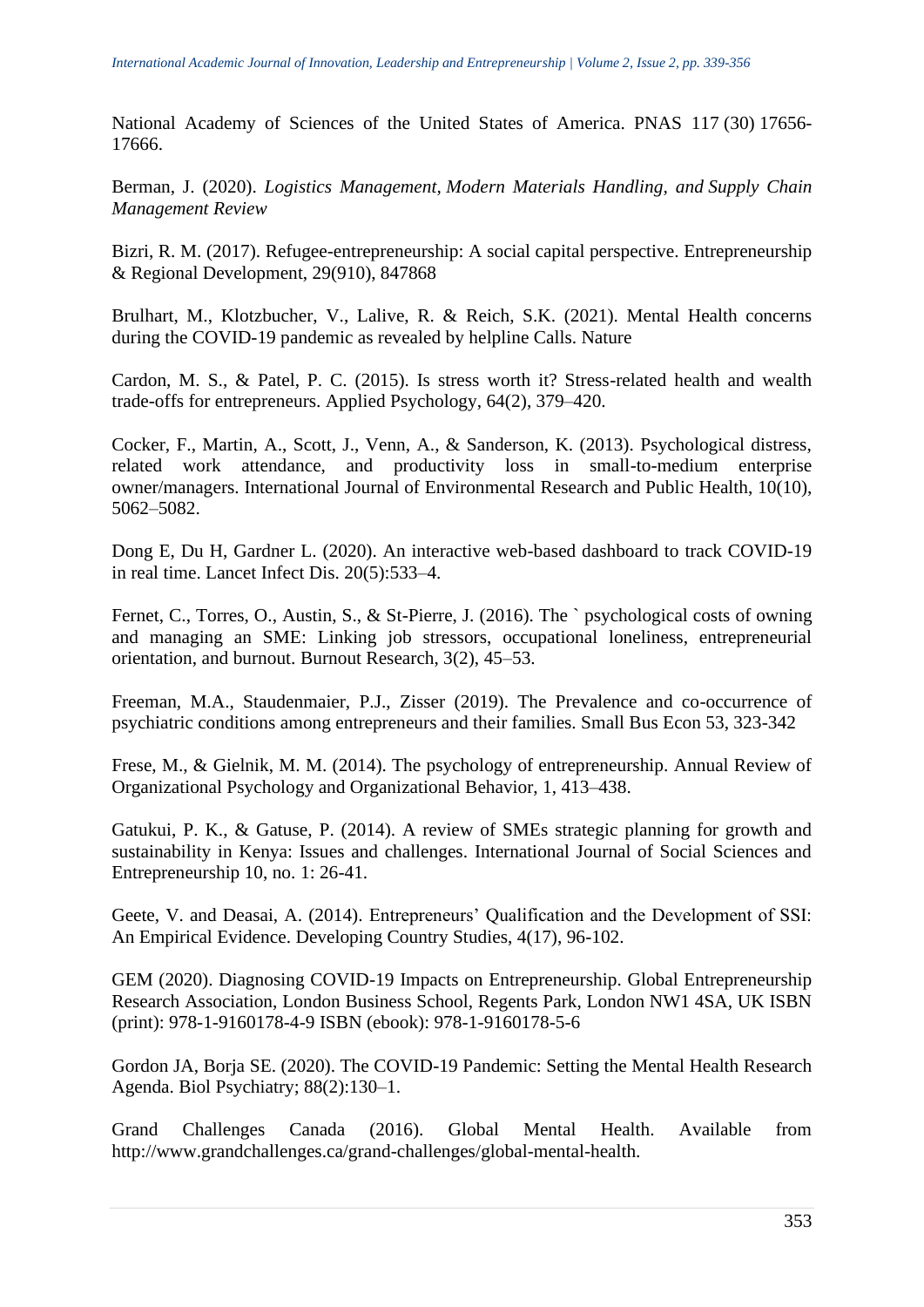National Academy of Sciences of the United States of America. PNAS 117 (30) 17656-17666.

Berman, J. (2020). *Logistics Management, Modern Materials Handling, and Supply Chain Management Review*

Bizri, R. M. (2017). Refugee-entrepreneurship: A social capital perspective. Entrepreneurship & Regional Development, 29(910), 847868

Brulhart, M., Klotzbucher, V., Lalive, R. & Reich, S.K. (2021). Mental Health concerns during the COVID-19 pandemic as revealed by helpline Calls. Nature

Cardon, M. S., & Patel, P. C. (2015). Is stress worth it? Stress-related health and wealth trade-offs for entrepreneurs. Applied Psychology, 64(2), 379–420.

Cocker, F., Martin, A., Scott, J., Venn, A., & Sanderson, K. (2013). Psychological distress, related work attendance, and productivity loss in small-to-medium enterprise owner/managers. International Journal of Environmental Research and Public Health, 10(10), 5062–5082.

Dong E, Du H, Gardner L. (2020). An interactive web-based dashboard to track COVID-19 in real time. Lancet Infect Dis. 20(5):533–4.

Fernet, C., Torres, O., Austin, S., & St-Pierre, J. (2016). The ` psychological costs of owning and managing an SME: Linking job stressors, occupational loneliness, entrepreneurial orientation, and burnout. Burnout Research, 3(2), 45–53.

Freeman, M.A., Staudenmaier, P.J., Zisser (2019). The Prevalence and co-occurrence of psychiatric conditions among entrepreneurs and their families. Small Bus Econ 53, 323-342

Frese, M., & Gielnik, M. M. (2014). The psychology of entrepreneurship. Annual Review of Organizational Psychology and Organizational Behavior, 1, 413–438.

Gatukui, P. K., & Gatuse, P. (2014). A review of SMEs strategic planning for growth and sustainability in Kenya: Issues and challenges. International Journal of Social Sciences and Entrepreneurship 10, no. 1: 26-41.

Geete, V. and Deasai, A. (2014). Entrepreneurs' Qualification and the Development of SSI: An Empirical Evidence. Developing Country Studies, 4(17), 96-102.

GEM (2020). Diagnosing COVID-19 Impacts on Entrepreneurship. Global Entrepreneurship Research Association, London Business School, Regents Park, London NW1 4SA, UK ISBN (print): 978-1-9160178-4-9 ISBN (ebook): 978-1-9160178-5-6

Gordon JA, Borja SE. (2020). The COVID-19 Pandemic: Setting the Mental Health Research Agenda. Biol Psychiatry; 88(2):130–1.

Grand Challenges Canada (2016). Global Mental Health. Available from http://www.grandchallenges.ca/grand-challenges/global-mental-health.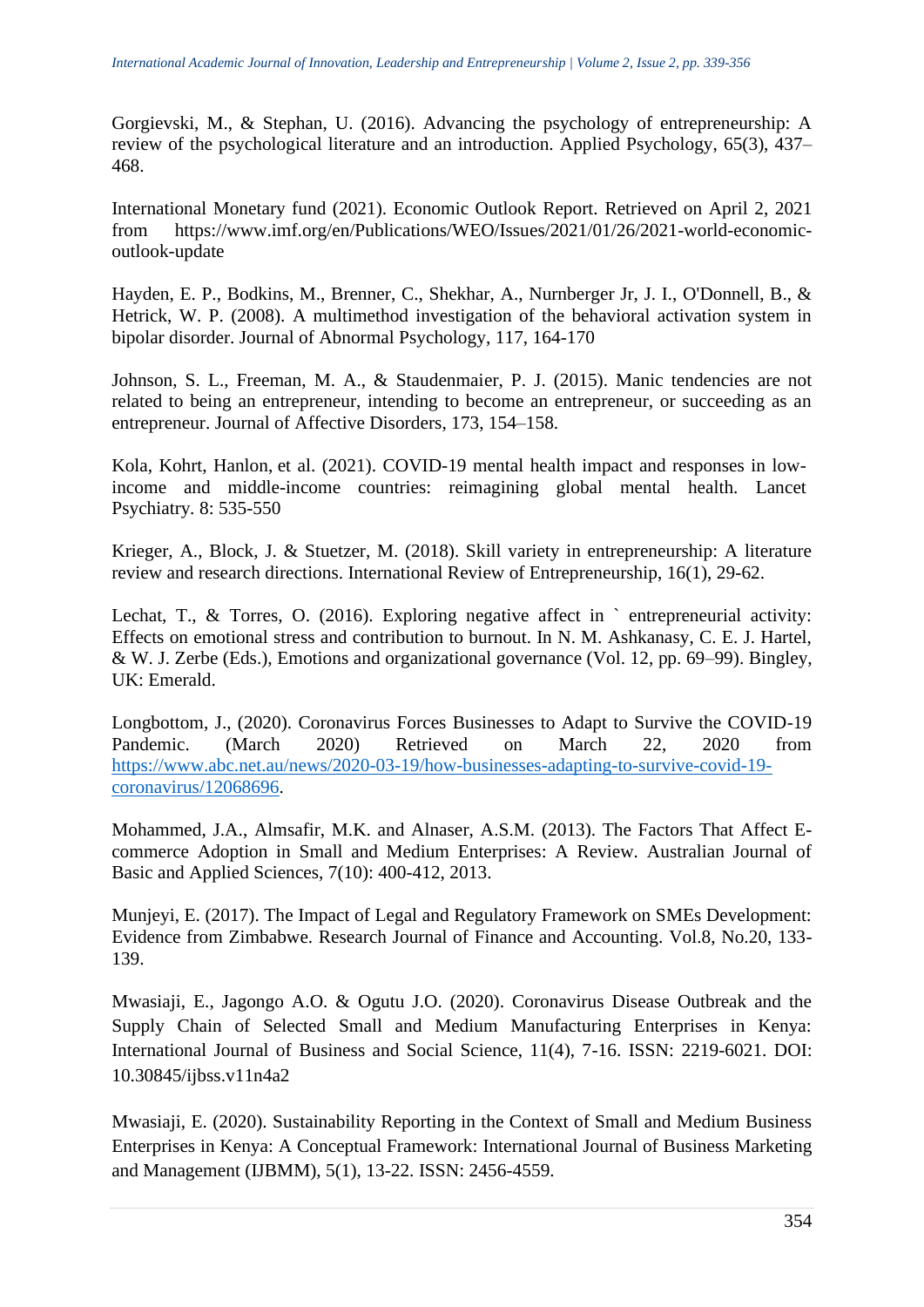Gorgievski, M., & Stephan, U. (2016). Advancing the psychology of entrepreneurship: A review of the psychological literature and an introduction. Applied Psychology, 65(3), 437–468.

International Monetary fund (2021). Economic Outlook Report. Retrieved on April 2, 2021 from https://www.imf.org/en/Publications/WEO/Issues/2021/01/26/2021-world-economic-outlook-update

Hayden, E. P., Bodkins, M., Brenner, C., Shekhar, A., Nurnberger Jr, J. I., O'Donnell, B., & Hetrick, W. P. (2008). A multimethod investigation of the behavioral activation system in bipolar disorder. Journal of Abnormal Psychology, 117, 164-170

Johnson, S. L., Freeman, M. A., & Staudenmaier, P. J. (2015). Manic tendencies are not related to being an entrepreneur, intending to become an entrepreneur, or succeeding as an entrepreneur. Journal of Affective Disorders, 173, 154–158.

Kola, Kohrt, Hanlon, et al. (2021). COVID-19 mental health impact and responses in low-income and middle-income countries: reimagining global mental health. Lancet Psychiatry. 8: 535-550

Krieger, A., Block, J. & Stuetzer, M. (2018). Skill variety in entrepreneurship: A literature review and research directions. International Review of Entrepreneurship, 16(1), 29-62.

Lechat, T., & Torres, O. (2016). Exploring negative affect in ` entrepreneurial activity: Effects on emotional stress and contribution to burnout. In N. M. Ashkanasy, C. E. J. Hartel, & W. J. Zerbe (Eds.), Emotions and organizational governance (Vol. 12, pp. 69–99). Bingley, UK: Emerald.

Longbottom, J., (2020). Coronavirus Forces Businesses to Adapt to Survive the COVID-19 Pandemic. (March 2020) Retrieved on March 22, 2020 from https://www.abc.net.au/news/2020-03-19/how-businesses-adapting-to-survive-covid-19-coronavirus/12068696.

Mohammed, J.A., Almsafir, M.K. and Alnaser, A.S.M. (2013). The Factors That Affect E-commerce Adoption in Small and Medium Enterprises: A Review. Australian Journal of Basic and Applied Sciences, 7(10): 400-412, 2013.

Munjeyi, E. (2017). The Impact of Legal and Regulatory Framework on SMEs Development: Evidence from Zimbabwe. Research Journal of Finance and Accounting. Vol.8, No.20, 133-139.

Mwasiaji, E., Jagongo A.O. & Ogutu J.O. (2020). Coronavirus Disease Outbreak and the Supply Chain of Selected Small and Medium Manufacturing Enterprises in Kenya: International Journal of Business and Social Science, 11(4), 7-16. ISSN: 2219-6021. DOI: 10.30845/ijbss.v11n4a2

Mwasiaji, E. (2020). Sustainability Reporting in the Context of Small and Medium Business Enterprises in Kenya: A Conceptual Framework: International Journal of Business Marketing and Management (IJBMM), 5(1), 13-22. ISSN: 2456-4559.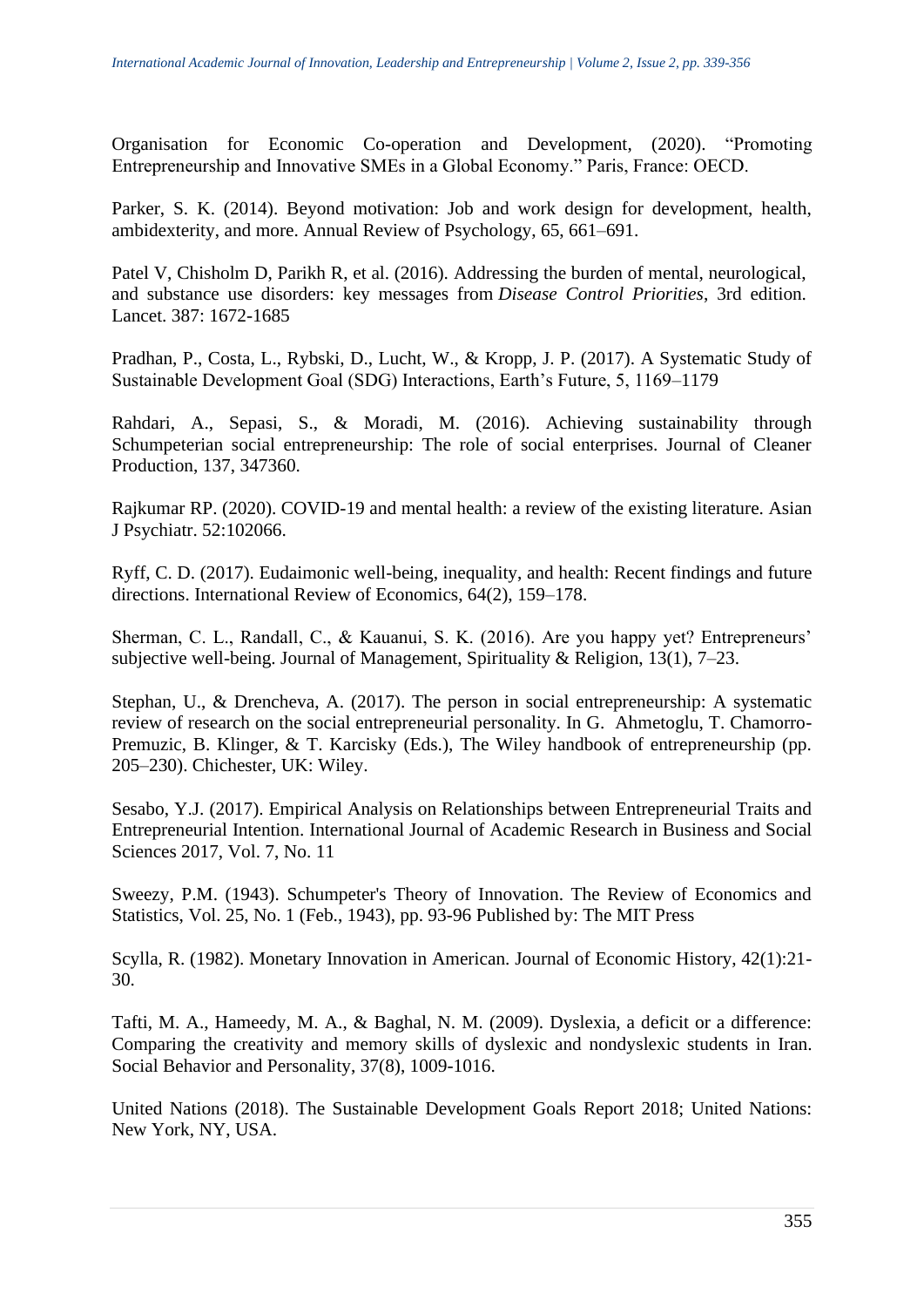Organisation for Economic Co-operation and Development, (2020). "Promoting Entrepreneurship and Innovative SMEs in a Global Economy." Paris, France: OECD.

Parker, S. K. (2014). Beyond motivation: Job and work design for development, health, ambidexterity, and more. Annual Review of Psychology, 65, 661–691.

Patel V, Chisholm D, Parikh R, et al. (2016). Addressing the burden of mental, neurological, and substance use disorders: key messages from *Disease Control Priorities*, 3rd edition. Lancet. 387: 1672-1685

Pradhan, P., Costa, L., Rybski, D., Lucht, W., & Kropp, J. P. (2017). A Systematic Study of Sustainable Development Goal (SDG) Interactions, Earth's Future, 5, 1169–1179

Rahdari, A., Sepasi, S., & Moradi, M. (2016). Achieving sustainability through Schumpeterian social entrepreneurship: The role of social enterprises. Journal of Cleaner Production, 137, 347360.

Rajkumar RP. (2020). COVID-19 and mental health: a review of the existing literature. Asian J Psychiatr. 52:102066.

Ryff, C. D. (2017). Eudaimonic well-being, inequality, and health: Recent findings and future directions. International Review of Economics, 64(2), 159–178.

Sherman, C. L., Randall, C., & Kauanui, S. K. (2016). Are you happy yet? Entrepreneurs' subjective well-being. Journal of Management, Spirituality & Religion, 13(1), 7–23.

Stephan, U., & Drencheva, A. (2017). The person in social entrepreneurship: A systematic review of research on the social entrepreneurial personality. In G. Ahmetoglu, T. Chamorro-Premuzic, B. Klinger, & T. Karcisky (Eds.), The Wiley handbook of entrepreneurship (pp. 205–230). Chichester, UK: Wiley.

Sesabo, Y.J. (2017). Empirical Analysis on Relationships between Entrepreneurial Traits and Entrepreneurial Intention. International Journal of Academic Research in Business and Social Sciences 2017, Vol. 7, No. 11

Sweezy, P.M. (1943). Schumpeter's Theory of Innovation. The Review of Economics and Statistics, Vol. 25, No. 1 (Feb., 1943), pp. 93-96 Published by: The MIT Press

Scylla, R. (1982). Monetary Innovation in American. Journal of Economic History, 42(1):21-30.

Tafti, M. A., Hameedy, M. A., & Baghal, N. M. (2009). Dyslexia, a deficit or a difference: Comparing the creativity and memory skills of dyslexic and nondyslexic students in Iran. Social Behavior and Personality, 37(8), 1009-1016.

United Nations (2018). The Sustainable Development Goals Report 2018; United Nations: New York, NY, USA.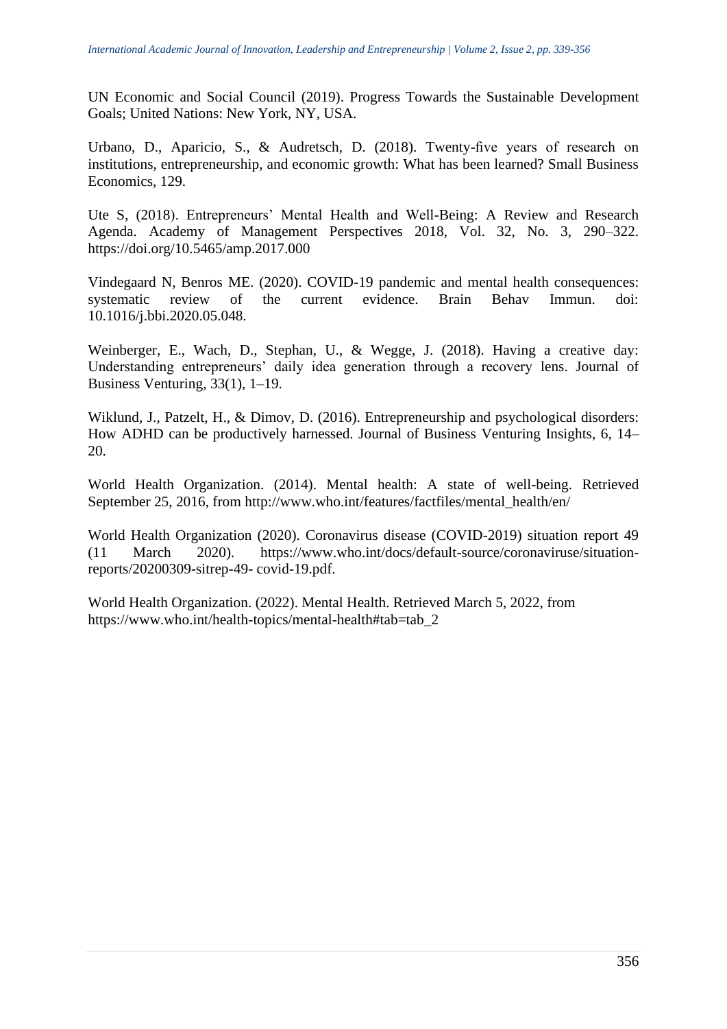UN Economic and Social Council (2019). Progress Towards the Sustainable Development Goals; United Nations: New York, NY, USA.

Urbano, D., Aparicio, S., & Audretsch, D. (2018). Twenty-five years of research on institutions, entrepreneurship, and economic growth: What has been learned? Small Business Economics, 129.

Ute S, (2018). Entrepreneurs' Mental Health and Well-Being: A Review and Research Agenda. Academy of Management Perspectives 2018, Vol. 32, No. 3, 290–322. https://doi.org/10.5465/amp.2017.000

Vindegaard N, Benros ME. (2020). COVID-19 pandemic and mental health consequences: systematic review of the current evidence. Brain Behav Immun. doi: 10.1016/j.bbi.2020.05.048.

Weinberger, E., Wach, D., Stephan, U., & Wegge, J. (2018). Having a creative day: Understanding entrepreneurs' daily idea generation through a recovery lens. Journal of Business Venturing, 33(1), 1–19.

Wiklund, J., Patzelt, H., & Dimov, D. (2016). Entrepreneurship and psychological disorders: How ADHD can be productively harnessed. Journal of Business Venturing Insights, 6, 14–20.

World Health Organization. (2014). Mental health: A state of well-being. Retrieved September 25, 2016, from http://www.who.int/features/factfiles/mental_health/en/

World Health Organization (2020). Coronavirus disease (COVID-2019) situation report 49 (11 March 2020). https://www.who.int/docs/default-source/coronaviruse/situation-reports/20200309-sitrep-49- covid-19.pdf.

World Health Organization. (2022). Mental Health. Retrieved March 5, 2022, from https://www.who.int/health-topics/mental-health#tab=tab_2